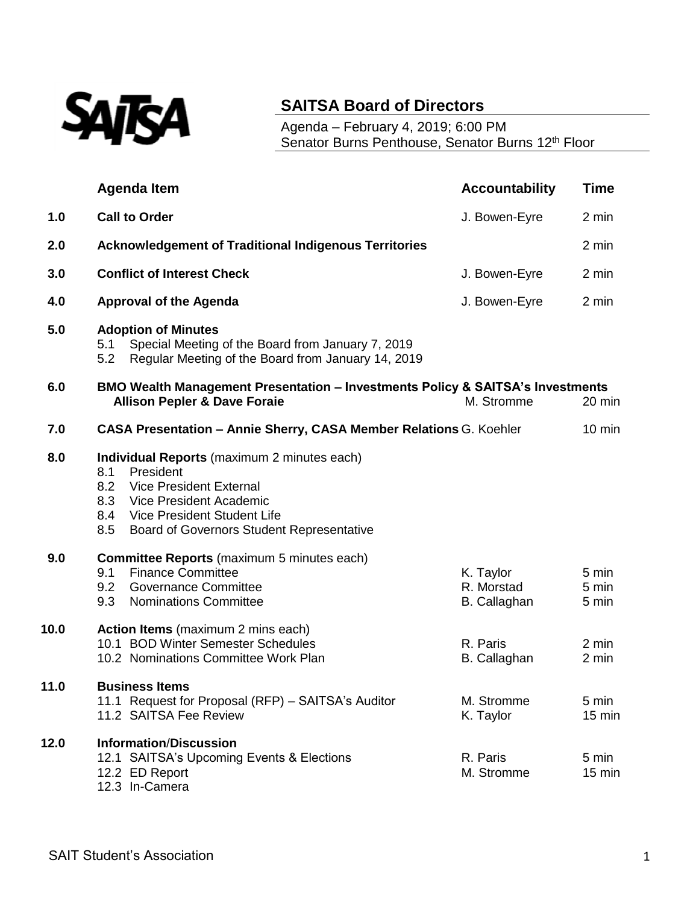SAITSA

# SAITSA Board of Directors

Agenda – February 4, 2019; 6:00 PM
Senator Burns Penthouse, Senator Burns 12th Floor

| | Agenda Item | Accountability | Time |
|---|---|---|---|
| **1.0** | **Call to Order** | J. Bowen-Eyre | 2 min |
| **2.0** | **Acknowledgement of Traditional Indigenous Territories** | | 2 min |
| **3.0** | **Conflict of Interest Check** | J. Bowen-Eyre | 2 min |
| **4.0** | **Approval of the Agenda** | J. Bowen-Eyre | 2 min |
| **5.0** | **Adoption of Minutes** | | |
| | 5.1 Special Meeting of the Board from January 7, 2019 | | |
| | 5.2 Regular Meeting of the Board from January 14, 2019 | | |
| **6.0** | **BMO Wealth Management Presentation – Investments Policy & SAITSA's Investments Allison Pepler & Dave Foraie** | M. Stromme | 20 min |
| **7.0** | **CASA Presentation – Annie Sherry, CASA Member Relations** | G. Koehler | 10 min |
| **8.0** | **Individual Reports** (maximum 2 minutes each) | | |
| | 8.1 President | | |
| | 8.2 Vice President External | | |
| | 8.3 Vice President Academic | | |
| | 8.4 Vice President Student Life | | |
| | 8.5 Board of Governors Student Representative | | |
| **9.0** | **Committee Reports** (maximum 5 minutes each) | | |
| | 9.1 Finance Committee | K. Taylor | 5 min |
| | 9.2 Governance Committee | R. Morstad | 5 min |
| | 9.3 Nominations Committee | B. Callaghan | 5 min |
| **10.0** | **Action Items** (maximum 2 mins each) | | |
| | 10.1 BOD Winter Semester Schedules | R. Paris | 2 min |
| | 10.2 Nominations Committee Work Plan | B. Callaghan | 2 min |
| **11.0** | **Business Items** | | |
| | 11.1 Request for Proposal (RFP) – SAITSA's Auditor | M. Stromme | 5 min |
| | 11.2 SAITSA Fee Review | K. Taylor | 15 min |
| **12.0** | **Information/Discussion** | | |
| | 12.1 SAITSA's Upcoming Events & Elections | R. Paris | 5 min |
| | 12.2 ED Report | M. Stromme | 15 min |
| | 12.3 In-Camera | | |

SAIT Student's Association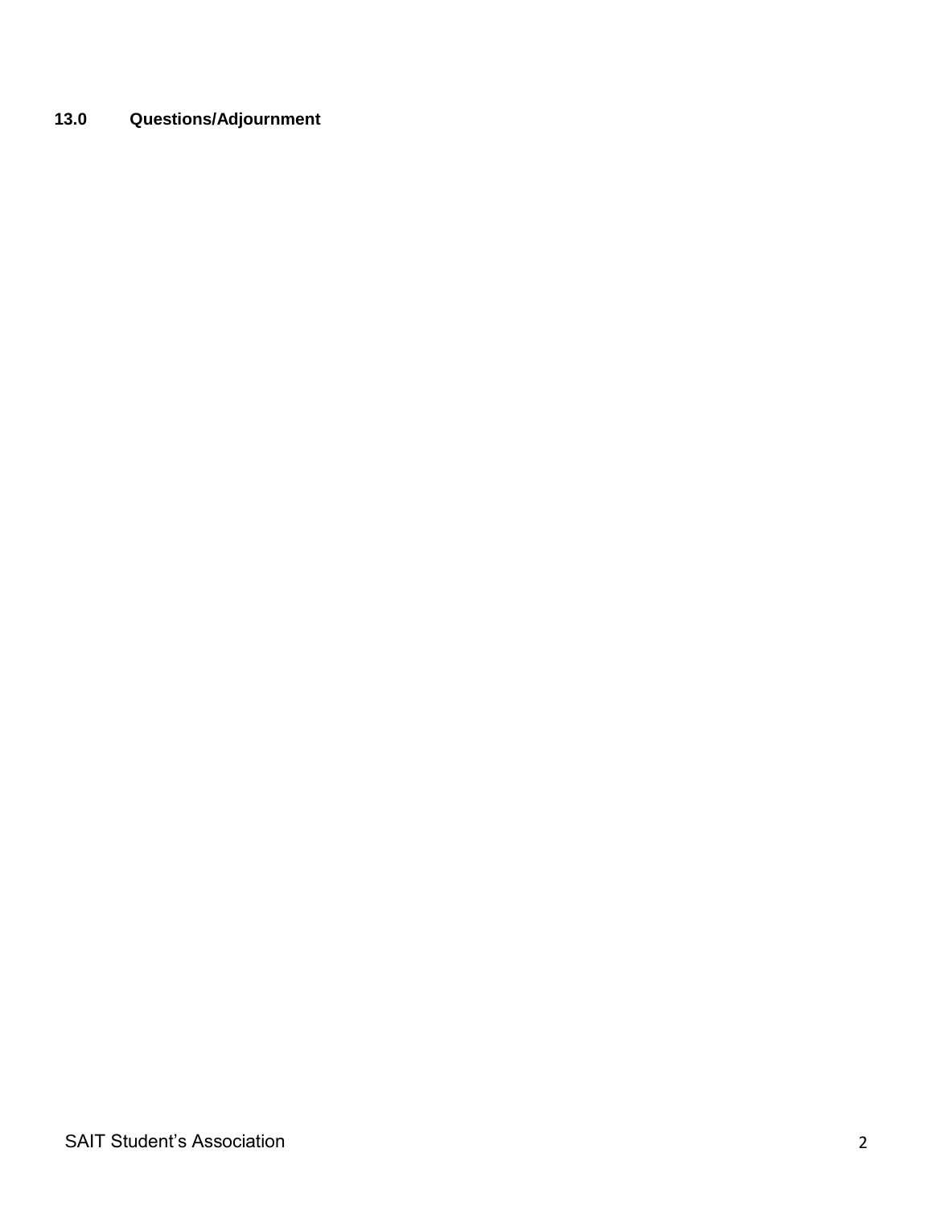**13.0 Questions/Adjournment**